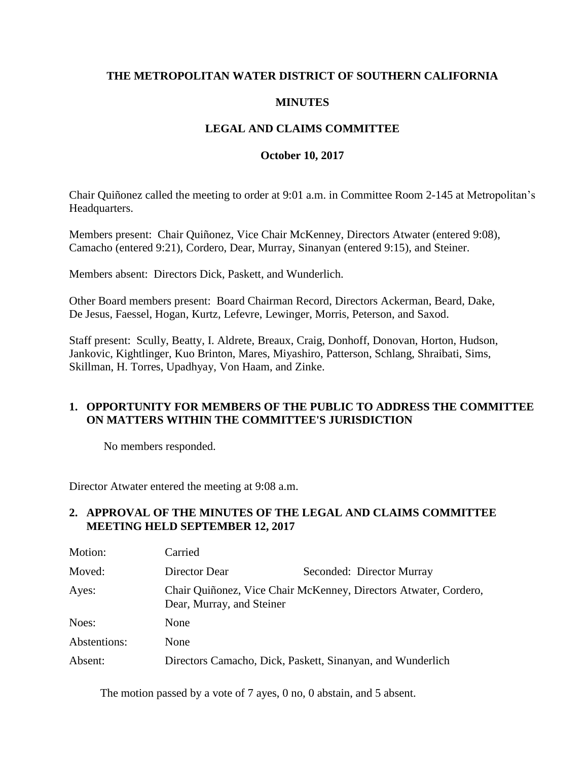**THE METROPOLITAN WATER DISTRICT OF SOUTHERN CALIFORNIA**

**MINUTES**

**LEGAL AND CLAIMS COMMITTEE**

**October 10, 2017**

Chair Quiñonez called the meeting to order at 9:01 a.m. in Committee Room 2-145 at Metropolitan's Headquarters.

Members present: Chair Quiñonez, Vice Chair McKenney, Directors Atwater (entered 9:08), Camacho (entered 9:21), Cordero, Dear, Murray, Sinanyan (entered 9:15), and Steiner.

Members absent: Directors Dick, Paskett, and Wunderlich.

Other Board members present: Board Chairman Record, Directors Ackerman, Beard, Dake, De Jesus, Faessel, Hogan, Kurtz, Lefevre, Lewinger, Morris, Peterson, and Saxod.

Staff present: Scully, Beatty, I. Aldrete, Breaux, Craig, Donhoff, Donovan, Horton, Hudson, Jankovic, Kightlinger, Kuo Brinton, Mares, Miyashiro, Patterson, Schlang, Shraibati, Sims, Skillman, H. Torres, Upadhyay, Von Haam, and Zinke.

**1. OPPORTUNITY FOR MEMBERS OF THE PUBLIC TO ADDRESS THE COMMITTEE ON MATTERS WITHIN THE COMMITTEE'S JURISDICTION**

No members responded.

Director Atwater entered the meeting at 9:08 a.m.

**2. APPROVAL OF THE MINUTES OF THE LEGAL AND CLAIMS COMMITTEE MEETING HELD SEPTEMBER 12, 2017**

| | | |
|---|---|---|
| Motion: | Carried | |
| Moved: | Director Dear | Seconded: Director Murray |
| Ayes: | Chair Quiñonez, Vice Chair McKenney, Directors Atwater, Cordero, Dear, Murray, and Steiner | |
| Noes: | None | |
| Abstentions: | None | |
| Absent: | Directors Camacho, Dick, Paskett, Sinanyan, and Wunderlich | |

The motion passed by a vote of 7 ayes, 0 no, 0 abstain, and 5 absent.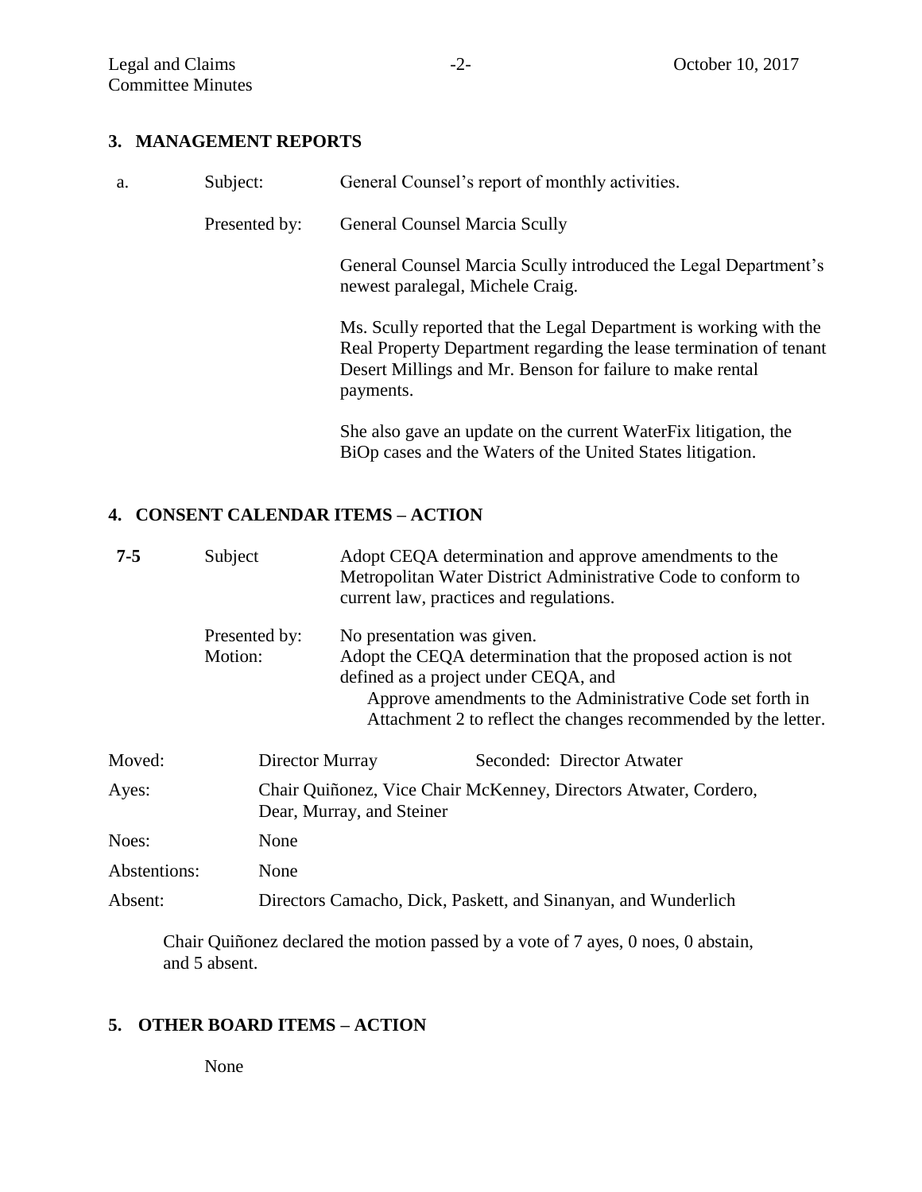## 3. MANAGEMENT REPORTS

a. Subject: General Counsel's report of monthly activities.

Presented by: General Counsel Marcia Scully

General Counsel Marcia Scully introduced the Legal Department's newest paralegal, Michele Craig.

Ms. Scully reported that the Legal Department is working with the Real Property Department regarding the lease termination of tenant Desert Millings and Mr. Benson for failure to make rental payments.

She also gave an update on the current WaterFix litigation, the BiOp cases and the Waters of the United States litigation.

## 4. CONSENT CALENDAR ITEMS – ACTION

**7-5** Subject: Adopt CEQA determination and approve amendments to the Metropolitan Water District Administrative Code to conform to current law, practices and regulations.

Presented by: No presentation was given.

Motion: Adopt the CEQA determination that the proposed action is not defined as a project under CEQA, and
Approve amendments to the Administrative Code set forth in Attachment 2 to reflect the changes recommended by the letter.

Moved: Director Murray     Seconded: Director Atwater

Ayes: Chair Quiñonez, Vice Chair McKenney, Directors Atwater, Cordero, Dear, Murray, and Steiner

Noes: None

Abstentions: None

Absent: Directors Camacho, Dick, Paskett, and Sinanyan, and Wunderlich

Chair Quiñonez declared the motion passed by a vote of 7 ayes, 0 noes, 0 abstain, and 5 absent.

## 5. OTHER BOARD ITEMS – ACTION

None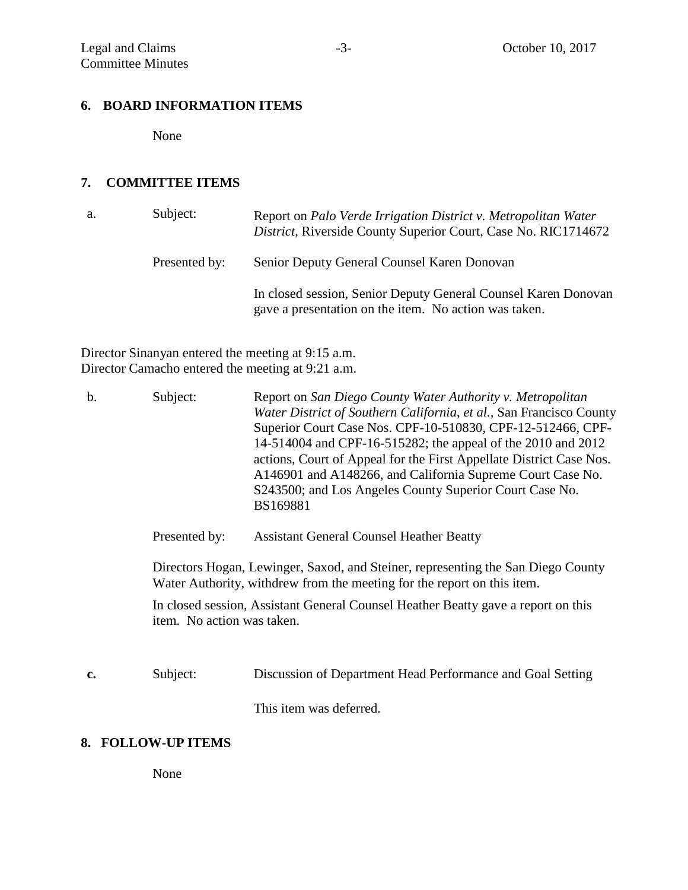## 6. BOARD INFORMATION ITEMS

None

## 7. COMMITTEE ITEMS

a. Subject: Report on *Palo Verde Irrigation District v. Metropolitan Water District*, Riverside County Superior Court, Case No. RIC1714672

Presented by: Senior Deputy General Counsel Karen Donovan

In closed session, Senior Deputy General Counsel Karen Donovan gave a presentation on the item. No action was taken.

Director Sinanyan entered the meeting at 9:15 a.m.
Director Camacho entered the meeting at 9:21 a.m.

b. Subject: Report on *San Diego County Water Authority v. Metropolitan Water District of Southern California, et al.*, San Francisco County Superior Court Case Nos. CPF-10-510830, CPF-12-512466, CPF-14-514004 and CPF-16-515282; the appeal of the 2010 and 2012 actions, Court of Appeal for the First Appellate District Case Nos. A146901 and A148266, and California Supreme Court Case No. S243500; and Los Angeles County Superior Court Case No. BS169881

Presented by: Assistant General Counsel Heather Beatty

Directors Hogan, Lewinger, Saxod, and Steiner, representing the San Diego County Water Authority, withdrew from the meeting for the report on this item.

In closed session, Assistant General Counsel Heather Beatty gave a report on this item. No action was taken.

**c.** Subject: Discussion of Department Head Performance and Goal Setting

This item was deferred.

## 8. FOLLOW-UP ITEMS

None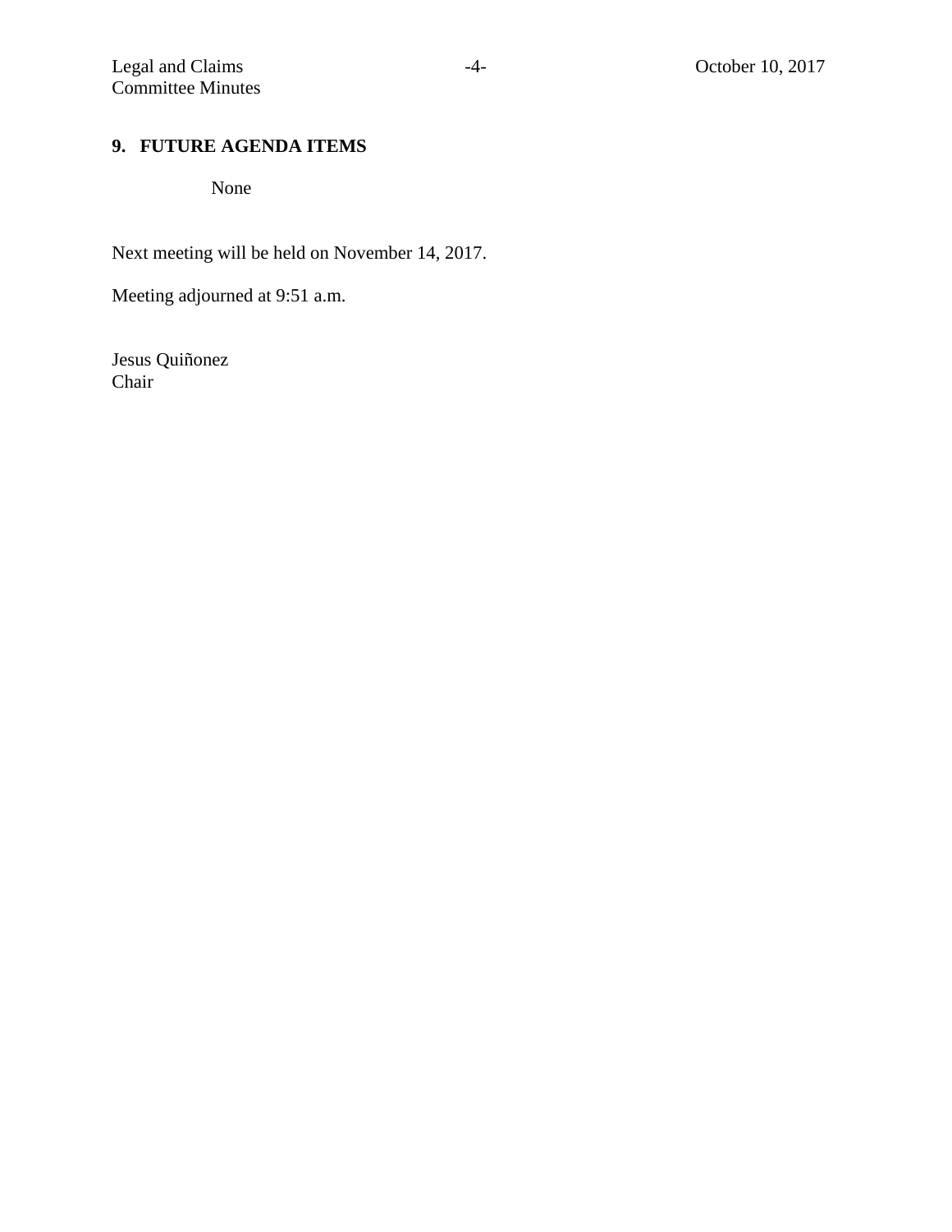**9. FUTURE AGENDA ITEMS**

None

Next meeting will be held on November 14, 2017.

Meeting adjourned at 9:51 a.m.

Jesus Quiñonez
Chair